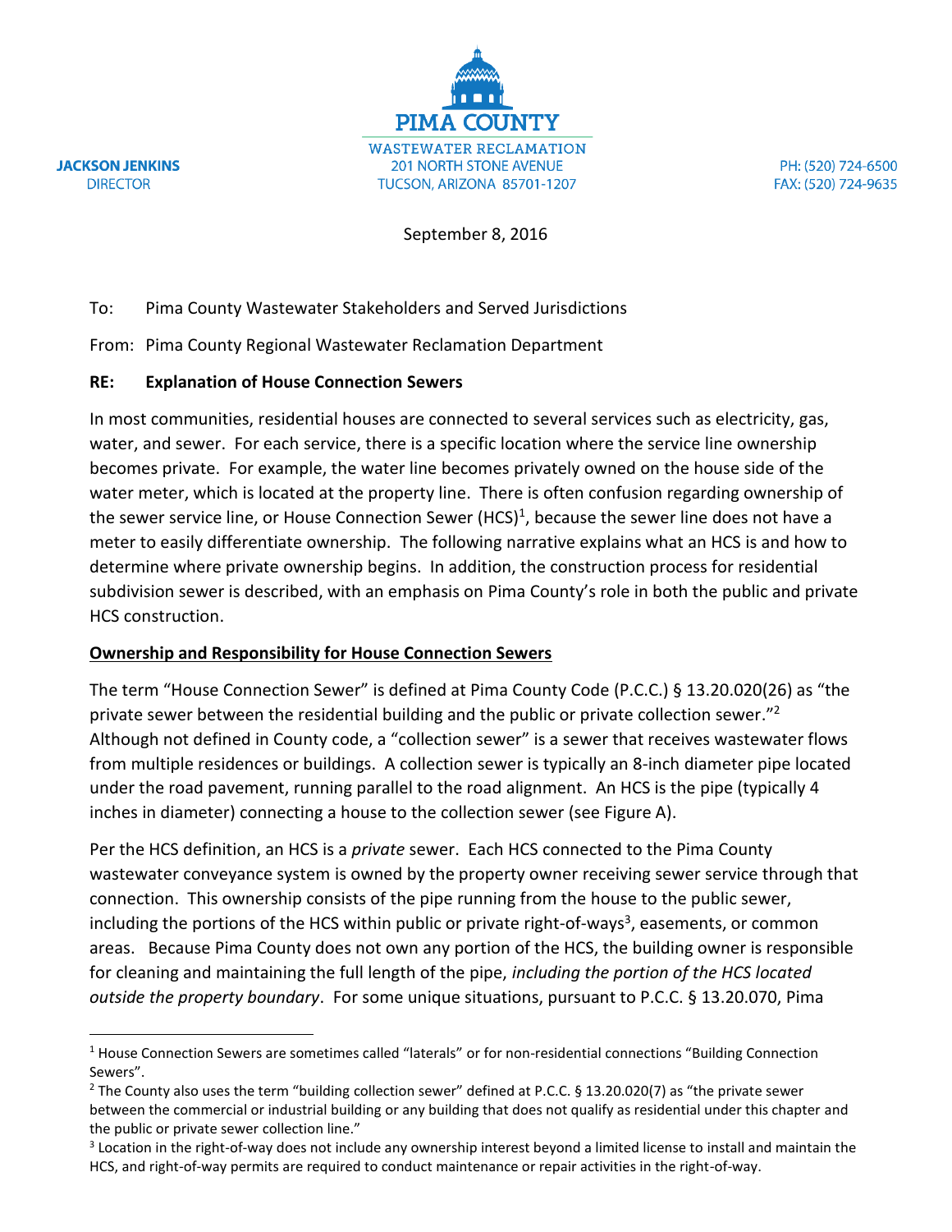**PIMA COUNTY**

WASTEWATER RECLAMATION
201 NORTH STONE AVENUE
TUCSON, ARIZONA 85701-1207

**JACKSON JENKINS**
DIRECTOR

PH: (520) 724-6500
FAX: (520) 724-9635

September 8, 2016

To: Pima County Wastewater Stakeholders and Served Jurisdictions

From: Pima County Regional Wastewater Reclamation Department

**RE: Explanation of House Connection Sewers**

In most communities, residential houses are connected to several services such as electricity, gas, water, and sewer. For each service, there is a specific location where the service line ownership becomes private. For example, the water line becomes privately owned on the house side of the water meter, which is located at the property line. There is often confusion regarding ownership of the sewer service line, or House Connection Sewer (HCS)[1], because the sewer line does not have a meter to easily differentiate ownership. The following narrative explains what an HCS is and how to determine where private ownership begins. In addition, the construction process for residential subdivision sewer is described, with an emphasis on Pima County's role in both the public and private HCS construction.

**Ownership and Responsibility for House Connection Sewers**

The term "House Connection Sewer" is defined at Pima County Code (P.C.C.) § 13.20.020(26) as "the private sewer between the residential building and the public or private collection sewer."[2] Although not defined in County code, a "collection sewer" is a sewer that receives wastewater flows from multiple residences or buildings. A collection sewer is typically an 8-inch diameter pipe located under the road pavement, running parallel to the road alignment. An HCS is the pipe (typically 4 inches in diameter) connecting a house to the collection sewer (see Figure A).

Per the HCS definition, an HCS is a *private* sewer. Each HCS connected to the Pima County wastewater conveyance system is owned by the property owner receiving sewer service through that connection. This ownership consists of the pipe running from the house to the public sewer, including the portions of the HCS within public or private right-of-ways[3], easements, or common areas. Because Pima County does not own any portion of the HCS, the building owner is responsible for cleaning and maintaining the full length of the pipe, *including the portion of the HCS located outside the property boundary*. For some unique situations, pursuant to P.C.C. § 13.20.070, Pima

[1] House Connection Sewers are sometimes called "laterals" or for non-residential connections "Building Connection Sewers".

[2] The County also uses the term "building collection sewer" defined at P.C.C. § 13.20.020(7) as "the private sewer between the commercial or industrial building or any building that does not qualify as residential under this chapter and the public or private sewer collection line."

[3] Location in the right-of-way does not include any ownership interest beyond a limited license to install and maintain the HCS, and right-of-way permits are required to conduct maintenance or repair activities in the right-of-way.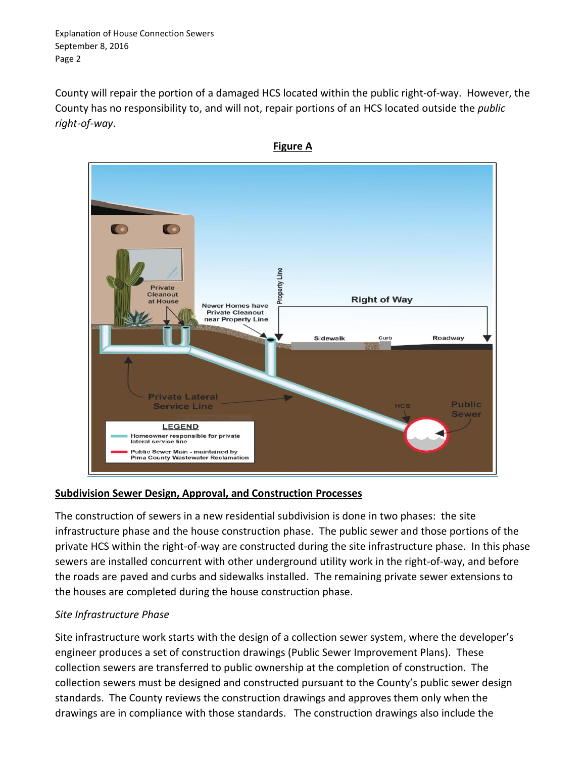County will repair the portion of a damaged HCS located within the public right-of-way. However, the County has no responsibility to, and will not, repair portions of an HCS located outside the *public right-of-way*.

**Figure A**

## Subdivision Sewer Design, Approval, and Construction Processes

The construction of sewers in a new residential subdivision is done in two phases: the site infrastructure phase and the house construction phase. The public sewer and those portions of the private HCS within the right-of-way are constructed during the site infrastructure phase. In this phase sewers are installed concurrent with other underground utility work in the right-of-way, and before the roads are paved and curbs and sidewalks installed. The remaining private sewer extensions to the houses are completed during the house construction phase.

*Site Infrastructure Phase*

Site infrastructure work starts with the design of a collection sewer system, where the developer's engineer produces a set of construction drawings (Public Sewer Improvement Plans). These collection sewers are transferred to public ownership at the completion of construction. The collection sewers must be designed and constructed pursuant to the County's public sewer design standards. The County reviews the construction drawings and approves them only when the drawings are in compliance with those standards. The construction drawings also include the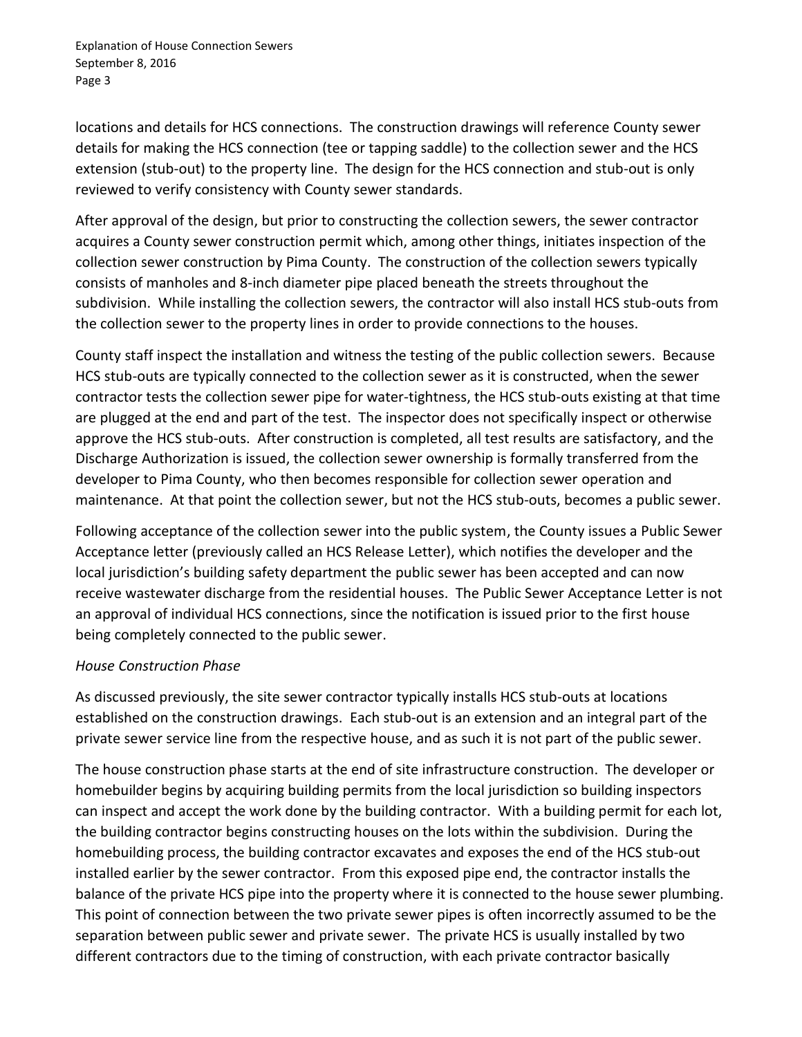locations and details for HCS connections. The construction drawings will reference County sewer details for making the HCS connection (tee or tapping saddle) to the collection sewer and the HCS extension (stub-out) to the property line. The design for the HCS connection and stub-out is only reviewed to verify consistency with County sewer standards.

After approval of the design, but prior to constructing the collection sewers, the sewer contractor acquires a County sewer construction permit which, among other things, initiates inspection of the collection sewer construction by Pima County. The construction of the collection sewers typically consists of manholes and 8-inch diameter pipe placed beneath the streets throughout the subdivision. While installing the collection sewers, the contractor will also install HCS stub-outs from the collection sewer to the property lines in order to provide connections to the houses.

County staff inspect the installation and witness the testing of the public collection sewers. Because HCS stub-outs are typically connected to the collection sewer as it is constructed, when the sewer contractor tests the collection sewer pipe for water-tightness, the HCS stub-outs existing at that time are plugged at the end and part of the test. The inspector does not specifically inspect or otherwise approve the HCS stub-outs. After construction is completed, all test results are satisfactory, and the Discharge Authorization is issued, the collection sewer ownership is formally transferred from the developer to Pima County, who then becomes responsible for collection sewer operation and maintenance. At that point the collection sewer, but not the HCS stub-outs, becomes a public sewer.

Following acceptance of the collection sewer into the public system, the County issues a Public Sewer Acceptance letter (previously called an HCS Release Letter), which notifies the developer and the local jurisdiction's building safety department the public sewer has been accepted and can now receive wastewater discharge from the residential houses. The Public Sewer Acceptance Letter is not an approval of individual HCS connections, since the notification is issued prior to the first house being completely connected to the public sewer.

*House Construction Phase*

As discussed previously, the site sewer contractor typically installs HCS stub-outs at locations established on the construction drawings. Each stub-out is an extension and an integral part of the private sewer service line from the respective house, and as such it is not part of the public sewer.

The house construction phase starts at the end of site infrastructure construction. The developer or homebuilder begins by acquiring building permits from the local jurisdiction so building inspectors can inspect and accept the work done by the building contractor. With a building permit for each lot, the building contractor begins constructing houses on the lots within the subdivision. During the homebuilding process, the building contractor excavates and exposes the end of the HCS stub-out installed earlier by the sewer contractor. From this exposed pipe end, the contractor installs the balance of the private HCS pipe into the property where it is connected to the house sewer plumbing. This point of connection between the two private sewer pipes is often incorrectly assumed to be the separation between public sewer and private sewer. The private HCS is usually installed by two different contractors due to the timing of construction, with each private contractor basically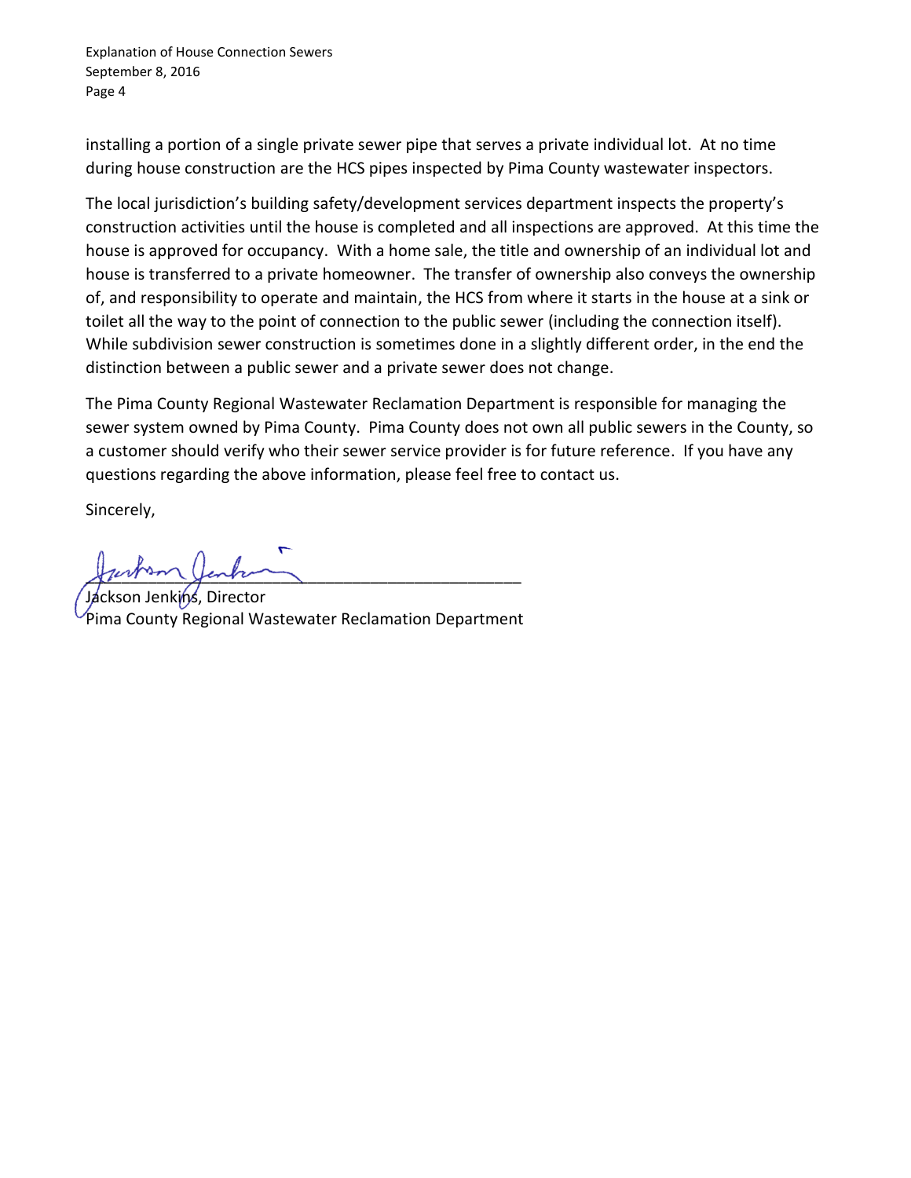installing a portion of a single private sewer pipe that serves a private individual lot. At no time during house construction are the HCS pipes inspected by Pima County wastewater inspectors.

The local jurisdiction's building safety/development services department inspects the property's construction activities until the house is completed and all inspections are approved. At this time the house is approved for occupancy. With a home sale, the title and ownership of an individual lot and house is transferred to a private homeowner. The transfer of ownership also conveys the ownership of, and responsibility to operate and maintain, the HCS from where it starts in the house at a sink or toilet all the way to the point of connection to the public sewer (including the connection itself). While subdivision sewer construction is sometimes done in a slightly different order, in the end the distinction between a public sewer and a private sewer does not change.

The Pima County Regional Wastewater Reclamation Department is responsible for managing the sewer system owned by Pima County. Pima County does not own all public sewers in the County, so a customer should verify who their sewer service provider is for future reference. If you have any questions regarding the above information, please feel free to contact us.

Sincerely,

Jackson Jenkins, Director
Pima County Regional Wastewater Reclamation Department